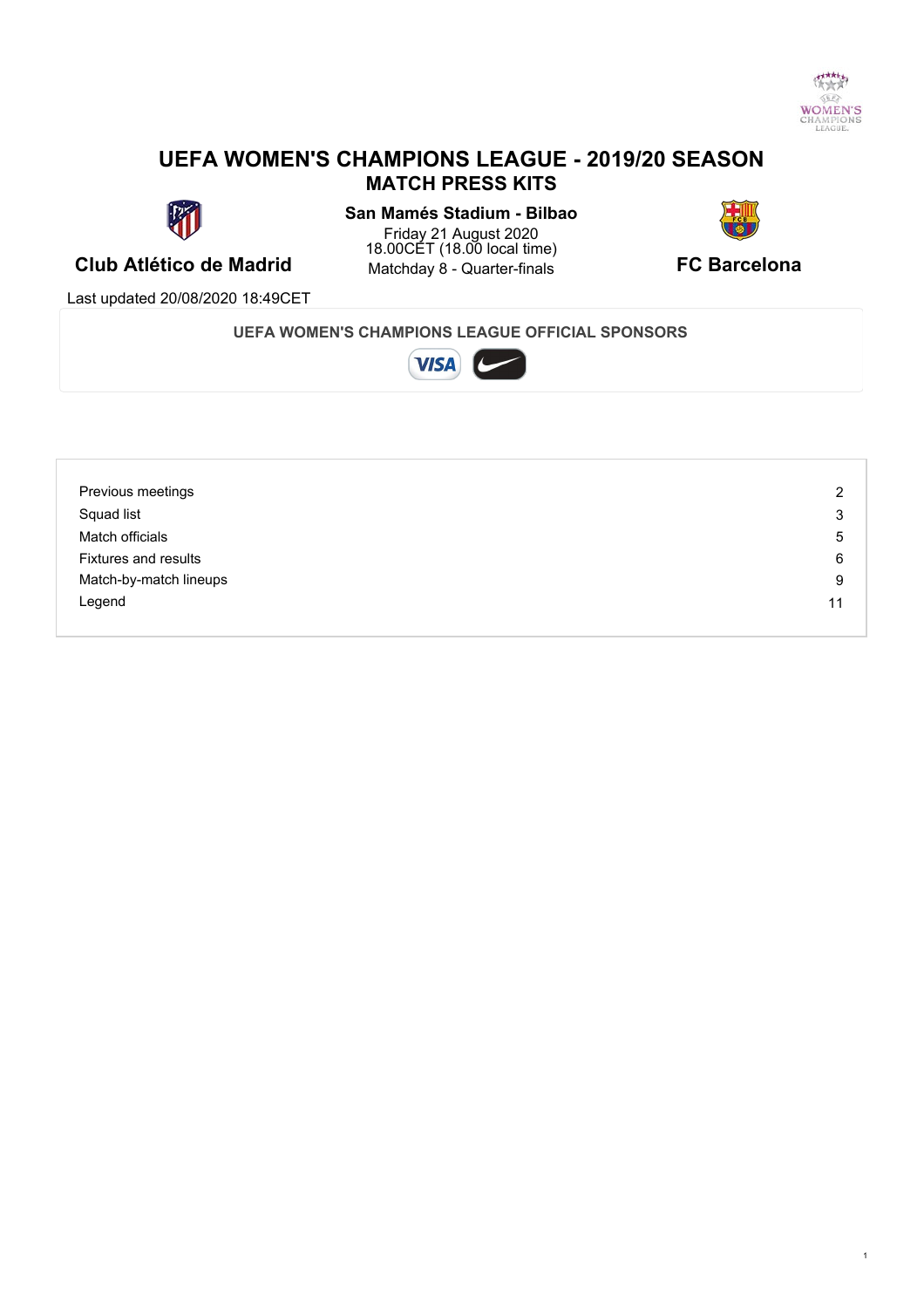# UEFA WOMEN'S CHAMPIONS LEAGUE - 2019/20 SEASON

## MATCH PRESS KITS

**Club Atlético de Madrid** — **FC Barcelona**

**San Mamés Stadium - Bilbao**
Friday 21 August 2020
18.00CET (18.00 local time)
Matchday 8 - Quarter-finals

Last updated 20/08/2020 18:49CET

**UEFA WOMEN'S CHAMPIONS LEAGUE OFFICIAL SPONSORS**

| | |
|---|---|
| Previous meetings | 2 |
| Squad list | 3 |
| Match officials | 5 |
| Fixtures and results | 6 |
| Match-by-match lineups | 9 |
| Legend | 11 |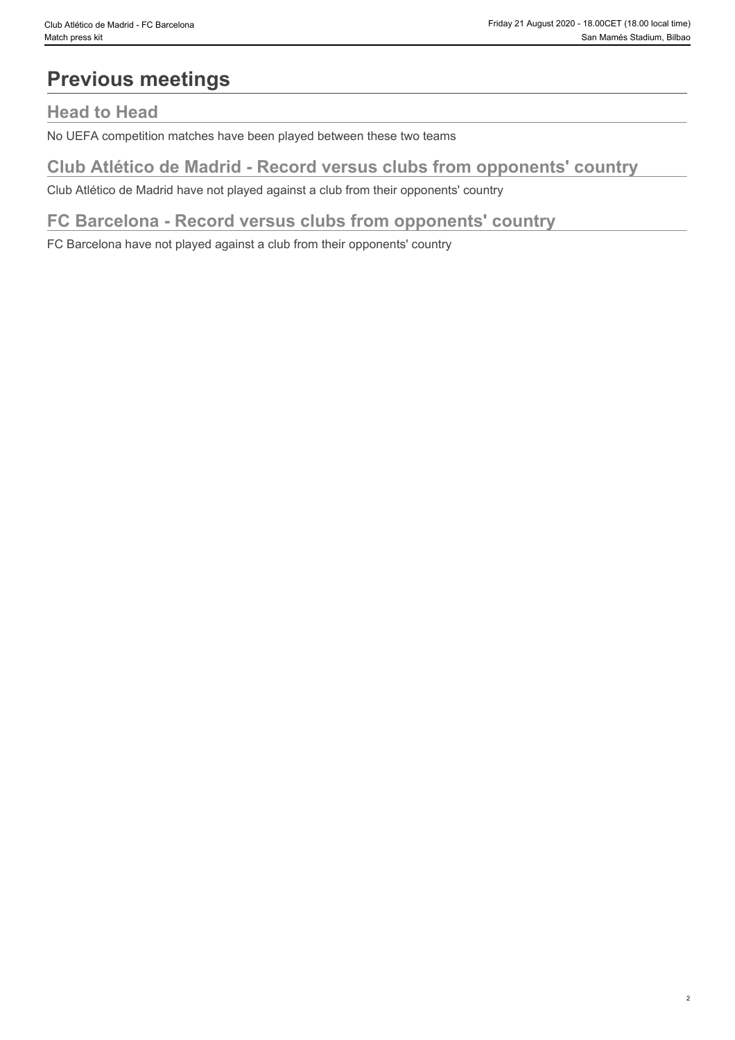# Previous meetings

## Head to Head

No UEFA competition matches have been played between these two teams

## Club Atlético de Madrid - Record versus clubs from opponents' country

Club Atlético de Madrid have not played against a club from their opponents' country

## FC Barcelona - Record versus clubs from opponents' country

FC Barcelona have not played against a club from their opponents' country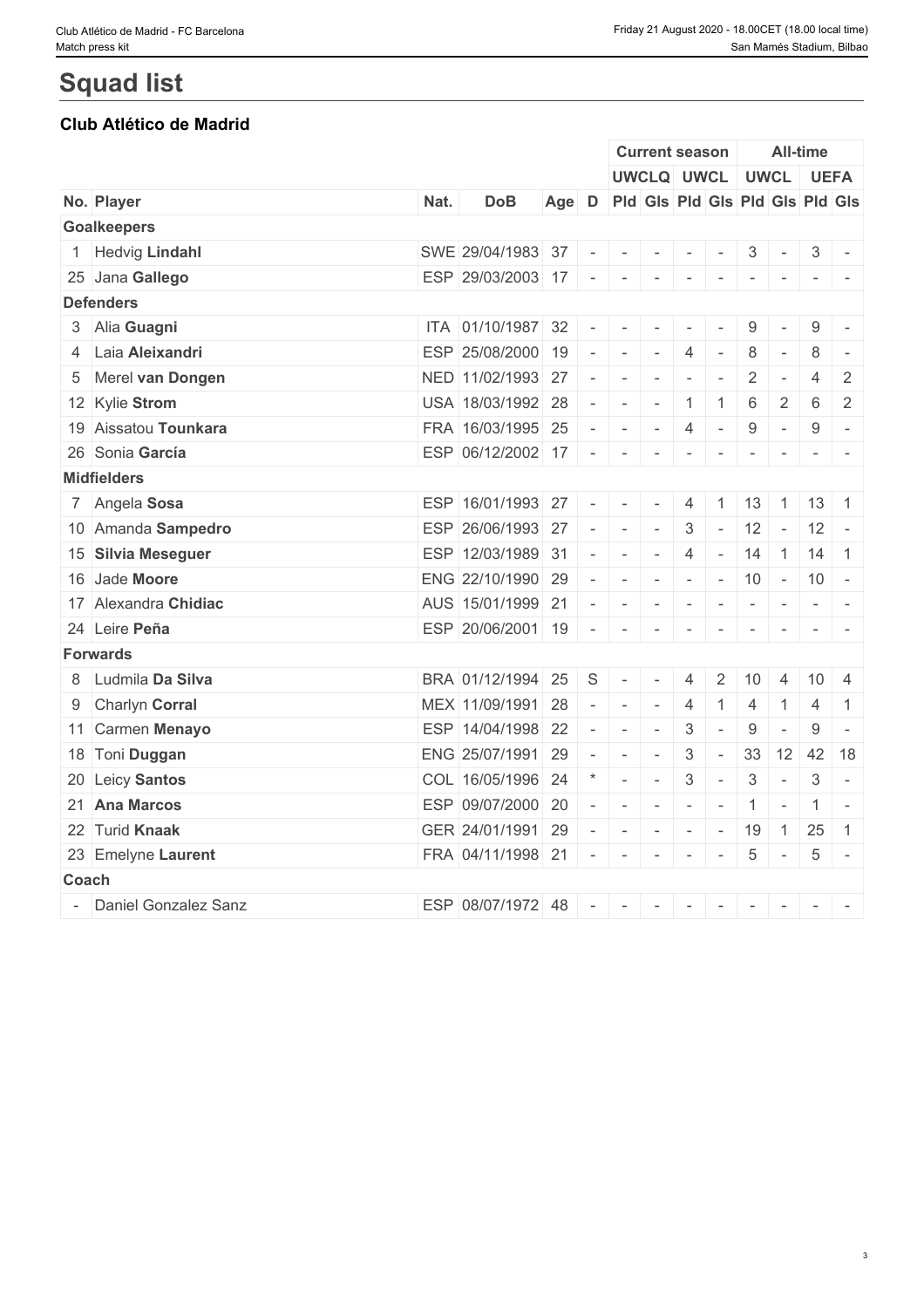# Squad list

## Club Atlético de Madrid

| No. | Player | Nat. | DoB | Age | D | Current season | | | | All-time | | | |
|---|---|---|---|---|---|---|---|---|---|---|---|---|---|
| | | | | | | UWCLQ | | UWCL | | UWCL | | UEFA | |
| | | | | | | Pld | Gls | Pld | Gls | Pld | Gls | Pld | Gls |
| **Goalkeepers** | | | | | | | | | | | | | |
| 1 | Hedvig **Lindahl** | SWE | 29/04/1983 | 37 | - | - | - | - | - | 3 | - | 3 | - |
| 25 | Jana **Gallego** | ESP | 29/03/2003 | 17 | - | - | - | - | - | - | - | - | - |
| **Defenders** | | | | | | | | | | | | | |
| 3 | Alia **Guagni** | ITA | 01/10/1987 | 32 | - | - | - | - | - | 9 | - | 9 | - |
| 4 | Laia **Aleixandri** | ESP | 25/08/2000 | 19 | - | - | - | 4 | - | 8 | - | 8 | - |
| 5 | Merel **van Dongen** | NED | 11/02/1993 | 27 | - | - | - | - | - | 2 | - | 4 | 2 |
| 12 | Kylie **Strom** | USA | 18/03/1992 | 28 | - | - | - | 1 | 1 | 6 | 2 | 6 | 2 |
| 19 | Aissatou **Tounkara** | FRA | 16/03/1995 | 25 | - | - | - | 4 | - | 9 | - | 9 | - |
| 26 | Sonia **García** | ESP | 06/12/2002 | 17 | - | - | - | - | - | - | - | - | - |
| **Midfielders** | | | | | | | | | | | | | |
| 7 | Angela **Sosa** | ESP | 16/01/1993 | 27 | - | - | - | 4 | 1 | 13 | 1 | 13 | 1 |
| 10 | Amanda **Sampedro** | ESP | 26/06/1993 | 27 | - | - | - | 3 | - | 12 | - | 12 | - |
| 15 | **Silvia Meseguer** | ESP | 12/03/1989 | 31 | - | - | - | 4 | - | 14 | 1 | 14 | 1 |
| 16 | Jade **Moore** | ENG | 22/10/1990 | 29 | - | - | - | - | - | 10 | - | 10 | - |
| 17 | Alexandra **Chidiac** | AUS | 15/01/1999 | 21 | - | - | - | - | - | - | - | - | - |
| 24 | Leire **Peña** | ESP | 20/06/2001 | 19 | - | - | - | - | - | - | - | - | - |
| **Forwards** | | | | | | | | | | | | | |
| 8 | Ludmila **Da Silva** | BRA | 01/12/1994 | 25 | S | - | - | 4 | 2 | 10 | 4 | 10 | 4 |
| 9 | Charlyn **Corral** | MEX | 11/09/1991 | 28 | - | - | - | 4 | 1 | 4 | 1 | 4 | 1 |
| 11 | Carmen **Menayo** | ESP | 14/04/1998 | 22 | - | - | - | 3 | - | 9 | - | 9 | - |
| 18 | Toni **Duggan** | ENG | 25/07/1991 | 29 | - | - | - | 3 | - | 33 | 12 | 42 | 18 |
| 20 | Leicy **Santos** | COL | 16/05/1996 | 24 | * | - | - | 3 | - | 3 | - | 3 | - |
| 21 | **Ana Marcos** | ESP | 09/07/2000 | 20 | - | - | - | - | - | 1 | - | 1 | - |
| 22 | Turid **Knaak** | GER | 24/01/1991 | 29 | - | - | - | - | - | 19 | 1 | 25 | 1 |
| 23 | Emelyne **Laurent** | FRA | 04/11/1998 | 21 | - | - | - | - | - | 5 | - | 5 | - |
| **Coach** | | | | | | | | | | | | | |
| - | Daniel Gonzalez Sanz | ESP | 08/07/1972 | 48 | - | - | - | - | - | - | - | - | - |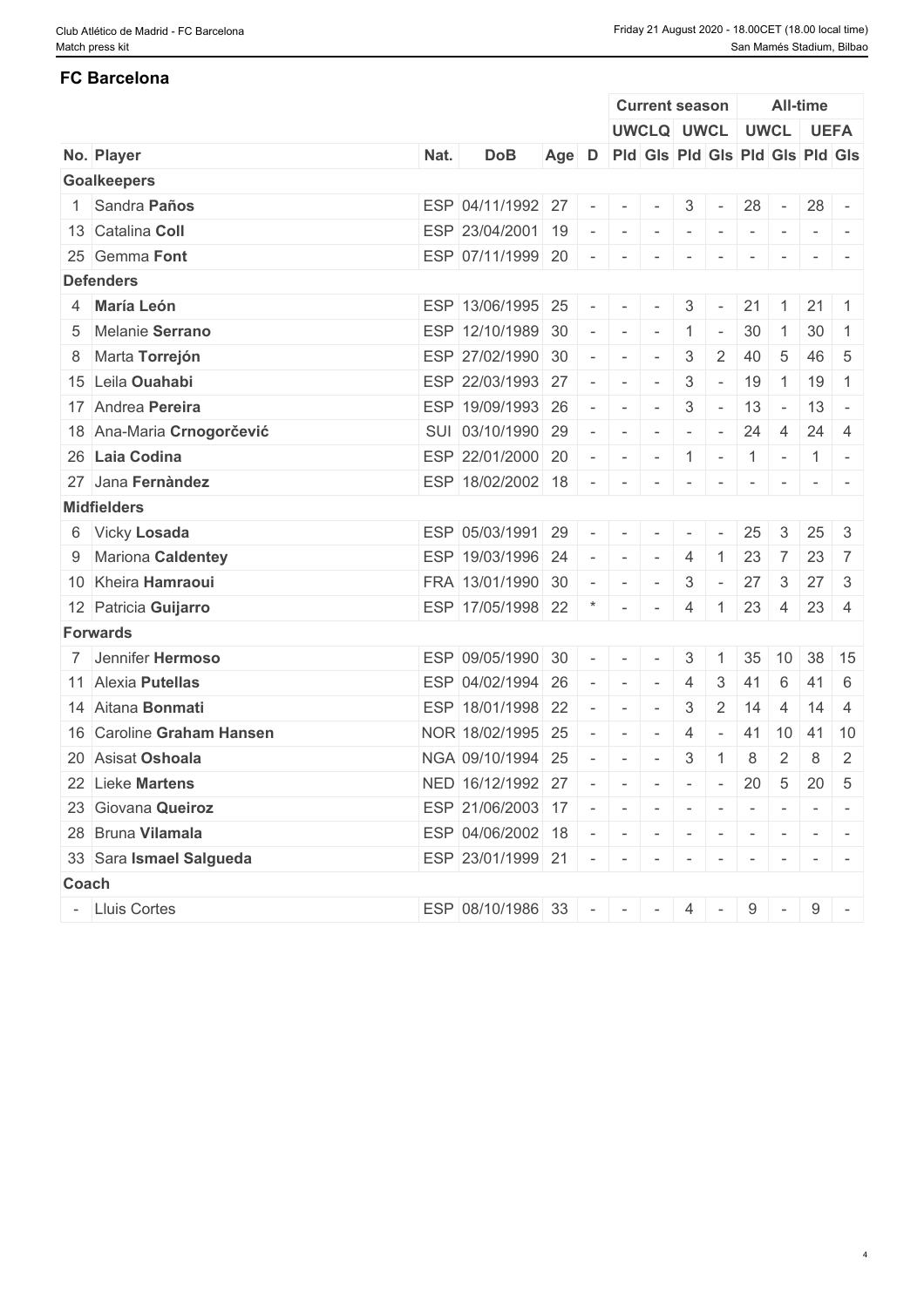## FC Barcelona

| No. | Player | Nat. | DoB | Age | D | Current season UWCLQ Pld | UWCLQ Gls | UWCL Pld | UWCL Gls | All-time UWCL Pld | UWCL Gls | UEFA Pld | UEFA Gls |
|---|---|---|---|---|---|---|---|---|---|---|---|---|---|
| **Goalkeepers** | | | | | | | | | | | | | |
| 1 | Sandra **Paños** | ESP | 04/11/1992 | 27 | - | - | - | 3 | - | 28 | - | 28 | - |
| 13 | Catalina **Coll** | ESP | 23/04/2001 | 19 | - | - | - | - | - | - | - | - | - |
| 25 | Gemma **Font** | ESP | 07/11/1999 | 20 | - | - | - | - | - | - | - | - | - |
| **Defenders** | | | | | | | | | | | | | |
| 4 | **María León** | ESP | 13/06/1995 | 25 | - | - | - | 3 | - | 21 | 1 | 21 | 1 |
| 5 | Melanie **Serrano** | ESP | 12/10/1989 | 30 | - | - | - | 1 | - | 30 | 1 | 30 | 1 |
| 8 | Marta **Torrejón** | ESP | 27/02/1990 | 30 | - | - | - | 3 | 2 | 40 | 5 | 46 | 5 |
| 15 | Leila **Ouahabi** | ESP | 22/03/1993 | 27 | - | - | - | 3 | - | 19 | 1 | 19 | 1 |
| 17 | Andrea **Pereira** | ESP | 19/09/1993 | 26 | - | - | - | 3 | - | 13 | - | 13 | - |
| 18 | Ana-Maria **Crnogorčević** | SUI | 03/10/1990 | 29 | - | - | - | - | - | 24 | 4 | 24 | 4 |
| 26 | **Laia Codina** | ESP | 22/01/2000 | 20 | - | - | - | 1 | - | 1 | - | 1 | - |
| 27 | Jana **Fernàndez** | ESP | 18/02/2002 | 18 | - | - | - | - | - | - | - | - | - |
| **Midfielders** | | | | | | | | | | | | | |
| 6 | Vicky **Losada** | ESP | 05/03/1991 | 29 | - | - | - | - | - | 25 | 3 | 25 | 3 |
| 9 | Mariona **Caldentey** | ESP | 19/03/1996 | 24 | - | - | - | 4 | 1 | 23 | 7 | 23 | 7 |
| 10 | Kheira **Hamraoui** | FRA | 13/01/1990 | 30 | - | - | - | 3 | - | 27 | 3 | 27 | 3 |
| 12 | Patricia **Guijarro** | ESP | 17/05/1998 | 22 | * | - | - | 4 | 1 | 23 | 4 | 23 | 4 |
| **Forwards** | | | | | | | | | | | | | |
| 7 | Jennifer **Hermoso** | ESP | 09/05/1990 | 30 | - | - | - | 3 | 1 | 35 | 10 | 38 | 15 |
| 11 | Alexia **Putellas** | ESP | 04/02/1994 | 26 | - | - | - | 4 | 3 | 41 | 6 | 41 | 6 |
| 14 | Aitana **Bonmati** | ESP | 18/01/1998 | 22 | - | - | - | 3 | 2 | 14 | 4 | 14 | 4 |
| 16 | Caroline **Graham Hansen** | NOR | 18/02/1995 | 25 | - | - | - | 4 | - | 41 | 10 | 41 | 10 |
| 20 | Asisat **Oshoala** | NGA | 09/10/1994 | 25 | - | - | - | 3 | 1 | 8 | 2 | 8 | 2 |
| 22 | Lieke **Martens** | NED | 16/12/1992 | 27 | - | - | - | - | - | 20 | 5 | 20 | 5 |
| 23 | Giovana **Queiroz** | ESP | 21/06/2003 | 17 | - | - | - | - | - | - | - | - | - |
| 28 | Bruna **Vilamala** | ESP | 04/06/2002 | 18 | - | - | - | - | - | - | - | - | - |
| 33 | Sara **Ismael Salgueda** | ESP | 23/01/1999 | 21 | - | - | - | - | - | - | - | - | - |
| **Coach** | | | | | | | | | | | | | |
| - | Lluis Cortes | ESP | 08/10/1986 | 33 | - | - | - | 4 | - | 9 | - | 9 | - |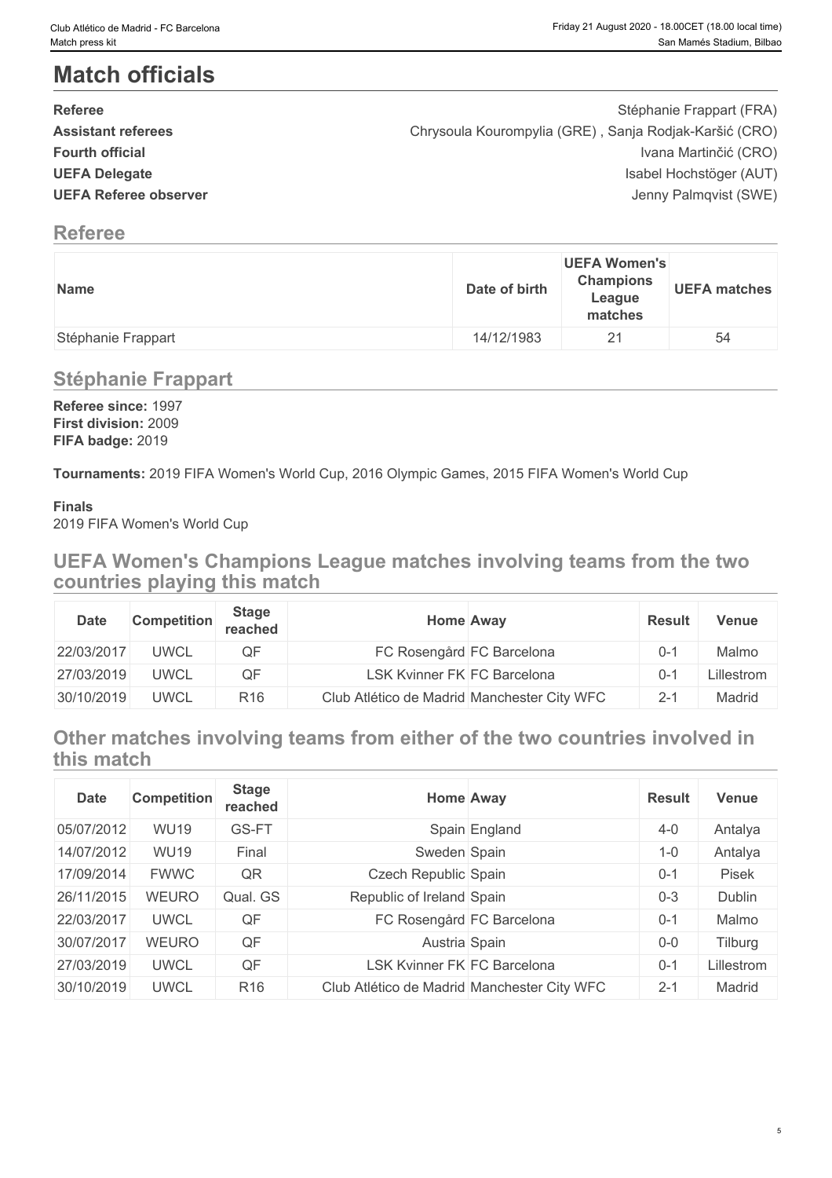# Match officials

| | |
|---|---|
| **Referee** | Stéphanie Frappart (FRA) |
| **Assistant referees** | Chrysoula Kourompylia (GRE) , Sanja Rodjak-Karšić (CRO) |
| **Fourth official** | Ivana Martinčić (CRO) |
| **UEFA Delegate** | Isabel Hochstöger (AUT) |
| **UEFA Referee observer** | Jenny Palmqvist (SWE) |

## Referee

| Name | Date of birth | UEFA Women's Champions League matches | UEFA matches |
|---|---|---|---|
| Stéphanie Frappart | 14/12/1983 | 21 | 54 |

## Stéphanie Frappart

**Referee since:** 1997
**First division:** 2009
**FIFA badge:** 2019

**Tournaments:** 2019 FIFA Women's World Cup, 2016 Olympic Games, 2015 FIFA Women's World Cup

**Finals**
2019 FIFA Women's World Cup

## UEFA Women's Champions League matches involving teams from the two countries playing this match

| Date | Competition | Stage reached | Home | Away | Result | Venue |
|---|---|---|---|---|---|---|
| 22/03/2017 | UWCL | QF | FC Rosengård | FC Barcelona | 0-1 | Malmo |
| 27/03/2019 | UWCL | QF | LSK Kvinner FK | FC Barcelona | 0-1 | Lillestrom |
| 30/10/2019 | UWCL | R16 | Club Atlético de Madrid | Manchester City WFC | 2-1 | Madrid |

## Other matches involving teams from either of the two countries involved in this match

| Date | Competition | Stage reached | Home | Away | Result | Venue |
|---|---|---|---|---|---|---|
| 05/07/2012 | WU19 | GS-FT | Spain | England | 4-0 | Antalya |
| 14/07/2012 | WU19 | Final | Sweden | Spain | 1-0 | Antalya |
| 17/09/2014 | FWWC | QR | Czech Republic | Spain | 0-1 | Pisek |
| 26/11/2015 | WEURO | Qual. GS | Republic of Ireland | Spain | 0-3 | Dublin |
| 22/03/2017 | UWCL | QF | FC Rosengård | FC Barcelona | 0-1 | Malmo |
| 30/07/2017 | WEURO | QF | Austria | Spain | 0-0 | Tilburg |
| 27/03/2019 | UWCL | QF | LSK Kvinner FK | FC Barcelona | 0-1 | Lillestrom |
| 30/10/2019 | UWCL | R16 | Club Atlético de Madrid | Manchester City WFC | 2-1 | Madrid |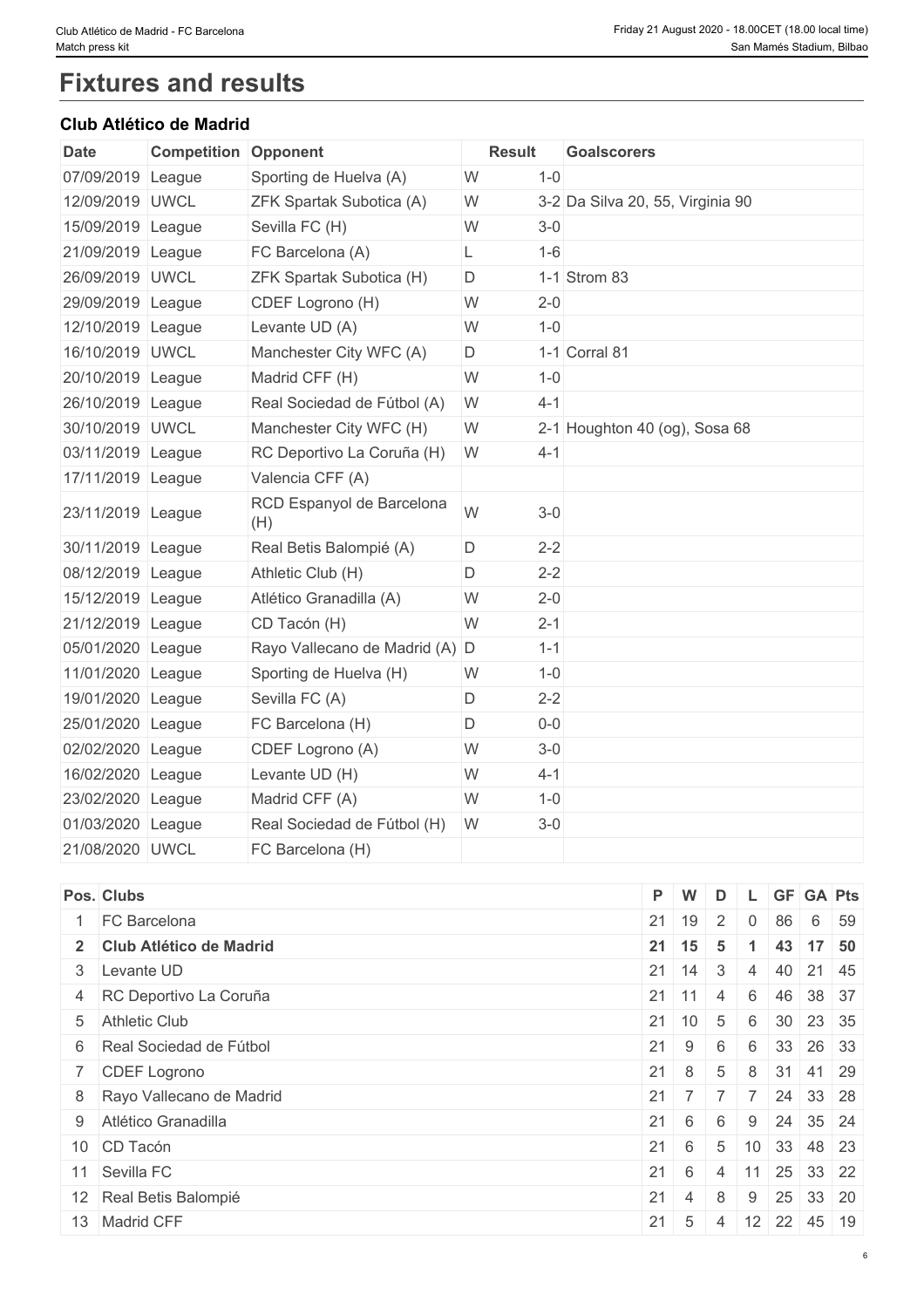# Fixtures and results

### Club Atlético de Madrid

| Date | Competition | Opponent | | Result | Goalscorers |
|---|---|---|---|---|---|
| 07/09/2019 | League | Sporting de Huelva (A) | W | 1-0 | |
| 12/09/2019 | UWCL | ZFK Spartak Subotica (A) | W | 3-2 | Da Silva 20, 55, Virginia 90 |
| 15/09/2019 | League | Sevilla FC (H) | W | 3-0 | |
| 21/09/2019 | League | FC Barcelona (A) | L | 1-6 | |
| 26/09/2019 | UWCL | ZFK Spartak Subotica (H) | D | 1-1 | Strom 83 |
| 29/09/2019 | League | CDEF Logrono (H) | W | 2-0 | |
| 12/10/2019 | League | Levante UD (A) | W | 1-0 | |
| 16/10/2019 | UWCL | Manchester City WFC (A) | D | 1-1 | Corral 81 |
| 20/10/2019 | League | Madrid CFF (H) | W | 1-0 | |
| 26/10/2019 | League | Real Sociedad de Fútbol (A) | W | 4-1 | |
| 30/10/2019 | UWCL | Manchester City WFC (H) | W | 2-1 | Houghton 40 (og), Sosa 68 |
| 03/11/2019 | League | RC Deportivo La Coruña (H) | W | 4-1 | |
| 17/11/2019 | League | Valencia CFF (A) | | | |
| 23/11/2019 | League | RCD Espanyol de Barcelona (H) | W | 3-0 | |
| 30/11/2019 | League | Real Betis Balompié (A) | D | 2-2 | |
| 08/12/2019 | League | Athletic Club (H) | D | 2-2 | |
| 15/12/2019 | League | Atlético Granadilla (A) | W | 2-0 | |
| 21/12/2019 | League | CD Tacón (H) | W | 2-1 | |
| 05/01/2020 | League | Rayo Vallecano de Madrid (A) | D | 1-1 | |
| 11/01/2020 | League | Sporting de Huelva (H) | W | 1-0 | |
| 19/01/2020 | League | Sevilla FC (A) | D | 2-2 | |
| 25/01/2020 | League | FC Barcelona (H) | D | 0-0 | |
| 02/02/2020 | League | CDEF Logrono (A) | W | 3-0 | |
| 16/02/2020 | League | Levante UD (H) | W | 4-1 | |
| 23/02/2020 | League | Madrid CFF (A) | W | 1-0 | |
| 01/03/2020 | League | Real Sociedad de Fútbol (H) | W | 3-0 | |
| 21/08/2020 | UWCL | FC Barcelona (H) | | | |

| Pos. | Clubs | P | W | D | L | GF | GA | Pts |
|---|---|---|---|---|---|---|---|---|
| 1 | FC Barcelona | 21 | 19 | 2 | 0 | 86 | 6 | 59 |
| **2** | **Club Atlético de Madrid** | **21** | **15** | **5** | **1** | **43** | **17** | **50** |
| 3 | Levante UD | 21 | 14 | 3 | 4 | 40 | 21 | 45 |
| 4 | RC Deportivo La Coruña | 21 | 11 | 4 | 6 | 46 | 38 | 37 |
| 5 | Athletic Club | 21 | 10 | 5 | 6 | 30 | 23 | 35 |
| 6 | Real Sociedad de Fútbol | 21 | 9 | 6 | 6 | 33 | 26 | 33 |
| 7 | CDEF Logrono | 21 | 8 | 5 | 8 | 31 | 41 | 29 |
| 8 | Rayo Vallecano de Madrid | 21 | 7 | 7 | 7 | 24 | 33 | 28 |
| 9 | Atlético Granadilla | 21 | 6 | 6 | 9 | 24 | 35 | 24 |
| 10 | CD Tacón | 21 | 6 | 5 | 10 | 33 | 48 | 23 |
| 11 | Sevilla FC | 21 | 6 | 4 | 11 | 25 | 33 | 22 |
| 12 | Real Betis Balompié | 21 | 4 | 8 | 9 | 25 | 33 | 20 |
| 13 | Madrid CFF | 21 | 5 | 4 | 12 | 22 | 45 | 19 |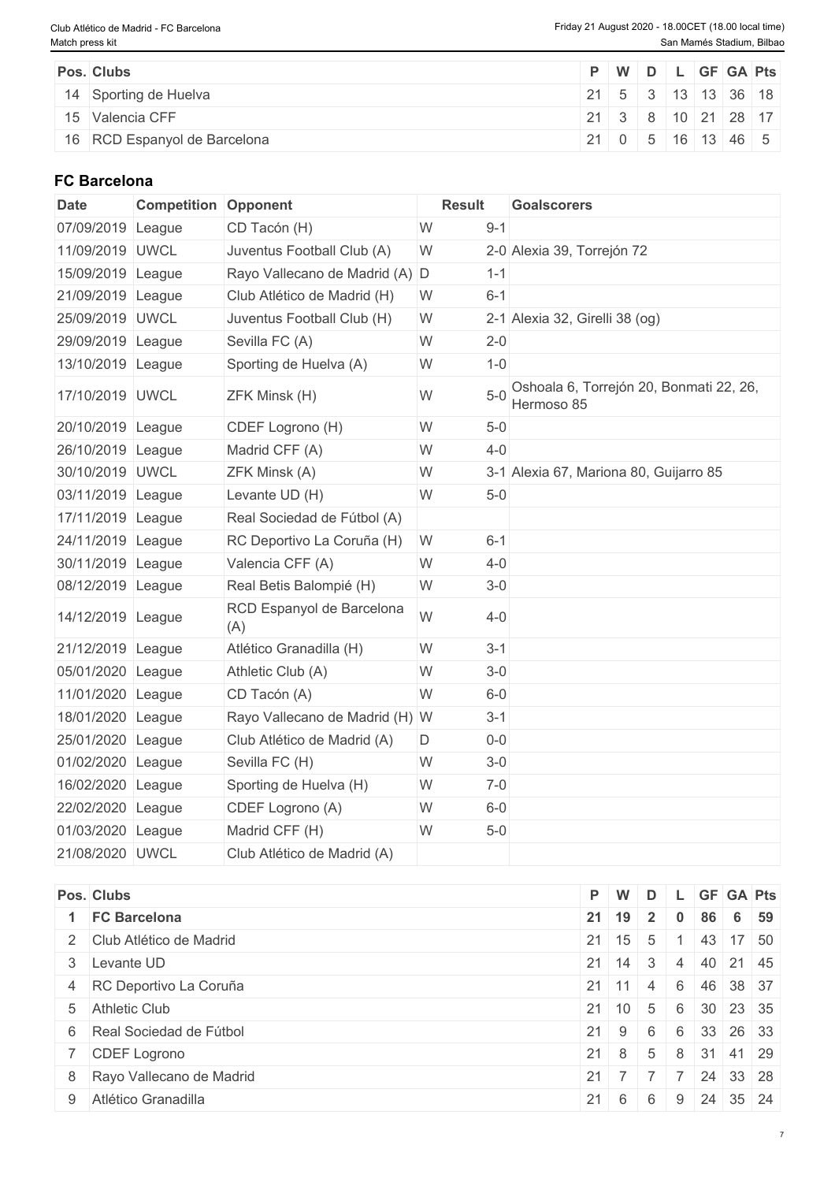| Pos. | Clubs | P | W | D | L | GF | GA | Pts |
|---|---|---|---|---|---|---|---|---|
| 14 | Sporting de Huelva | 21 | 5 | 3 | 13 | 13 | 36 | 18 |
| 15 | Valencia CFF | 21 | 3 | 8 | 10 | 21 | 28 | 17 |
| 16 | RCD Espanyol de Barcelona | 21 | 0 | 5 | 16 | 13 | 46 | 5 |

### FC Barcelona

| Date | Competition | Opponent | | Result | Goalscorers |
|---|---|---|---|---|---|
| 07/09/2019 | League | CD Tacón (H) | W | 9-1 | |
| 11/09/2019 | UWCL | Juventus Football Club (A) | W | 2-0 | Alexia 39, Torrejón 72 |
| 15/09/2019 | League | Rayo Vallecano de Madrid (A) | D | 1-1 | |
| 21/09/2019 | League | Club Atlético de Madrid (H) | W | 6-1 | |
| 25/09/2019 | UWCL | Juventus Football Club (H) | W | 2-1 | Alexia 32, Girelli 38 (og) |
| 29/09/2019 | League | Sevilla FC (A) | W | 2-0 | |
| 13/10/2019 | League | Sporting de Huelva (A) | W | 1-0 | |
| 17/10/2019 | UWCL | ZFK Minsk (H) | W | 5-0 | Oshoala 6, Torrejón 20, Bonmati 22, 26, Hermoso 85 |
| 20/10/2019 | League | CDEF Logrono (H) | W | 5-0 | |
| 26/10/2019 | League | Madrid CFF (A) | W | 4-0 | |
| 30/10/2019 | UWCL | ZFK Minsk (A) | W | 3-1 | Alexia 67, Mariona 80, Guijarro 85 |
| 03/11/2019 | League | Levante UD (H) | W | 5-0 | |
| 17/11/2019 | League | Real Sociedad de Fútbol (A) | | | |
| 24/11/2019 | League | RC Deportivo La Coruña (H) | W | 6-1 | |
| 30/11/2019 | League | Valencia CFF (A) | W | 4-0 | |
| 08/12/2019 | League | Real Betis Balompié (H) | W | 3-0 | |
| 14/12/2019 | League | RCD Espanyol de Barcelona (A) | W | 4-0 | |
| 21/12/2019 | League | Atlético Granadilla (H) | W | 3-1 | |
| 05/01/2020 | League | Athletic Club (A) | W | 3-0 | |
| 11/01/2020 | League | CD Tacón (A) | W | 6-0 | |
| 18/01/2020 | League | Rayo Vallecano de Madrid (H) | W | 3-1 | |
| 25/01/2020 | League | Club Atlético de Madrid (A) | D | 0-0 | |
| 01/02/2020 | League | Sevilla FC (H) | W | 3-0 | |
| 16/02/2020 | League | Sporting de Huelva (H) | W | 7-0 | |
| 22/02/2020 | League | CDEF Logrono (A) | W | 6-0 | |
| 01/03/2020 | League | Madrid CFF (H) | W | 5-0 | |
| 21/08/2020 | UWCL | Club Atlético de Madrid (A) | | | |

| Pos. | Clubs | P | W | D | L | GF | GA | Pts |
|---|---|---|---|---|---|---|---|---|
| **1** | **FC Barcelona** | **21** | **19** | **2** | **0** | **86** | **6** | **59** |
| 2 | Club Atlético de Madrid | 21 | 15 | 5 | 1 | 43 | 17 | 50 |
| 3 | Levante UD | 21 | 14 | 3 | 4 | 40 | 21 | 45 |
| 4 | RC Deportivo La Coruña | 21 | 11 | 4 | 6 | 46 | 38 | 37 |
| 5 | Athletic Club | 21 | 10 | 5 | 6 | 30 | 23 | 35 |
| 6 | Real Sociedad de Fútbol | 21 | 9 | 6 | 6 | 33 | 26 | 33 |
| 7 | CDEF Logrono | 21 | 8 | 5 | 8 | 31 | 41 | 29 |
| 8 | Rayo Vallecano de Madrid | 21 | 7 | 7 | 7 | 24 | 33 | 28 |
| 9 | Atlético Granadilla | 21 | 6 | 6 | 9 | 24 | 35 | 24 |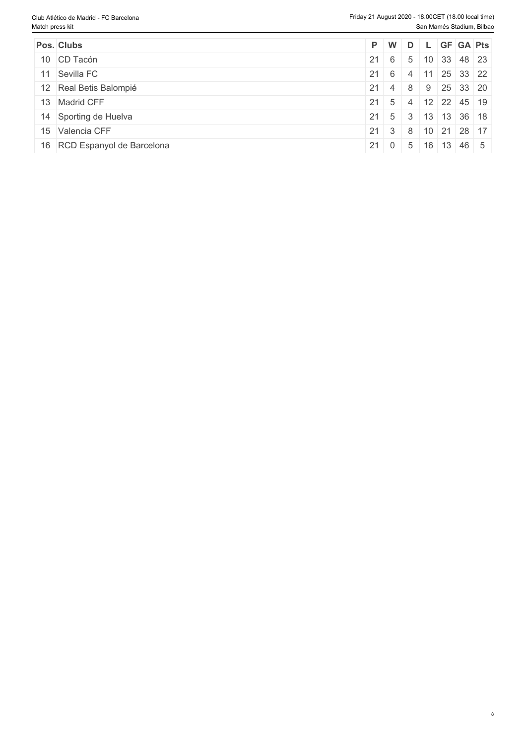| Pos. | Clubs | P | W | D | L | GF | GA | Pts |
|---|---|---|---|---|---|---|---|---|
| 10 | CD Tacón | 21 | 6 | 5 | 10 | 33 | 48 | 23 |
| 11 | Sevilla FC | 21 | 6 | 4 | 11 | 25 | 33 | 22 |
| 12 | Real Betis Balompié | 21 | 4 | 8 | 9 | 25 | 33 | 20 |
| 13 | Madrid CFF | 21 | 5 | 4 | 12 | 22 | 45 | 19 |
| 14 | Sporting de Huelva | 21 | 5 | 3 | 13 | 13 | 36 | 18 |
| 15 | Valencia CFF | 21 | 3 | 8 | 10 | 21 | 28 | 17 |
| 16 | RCD Espanyol de Barcelona | 21 | 0 | 5 | 16 | 13 | 46 | 5 |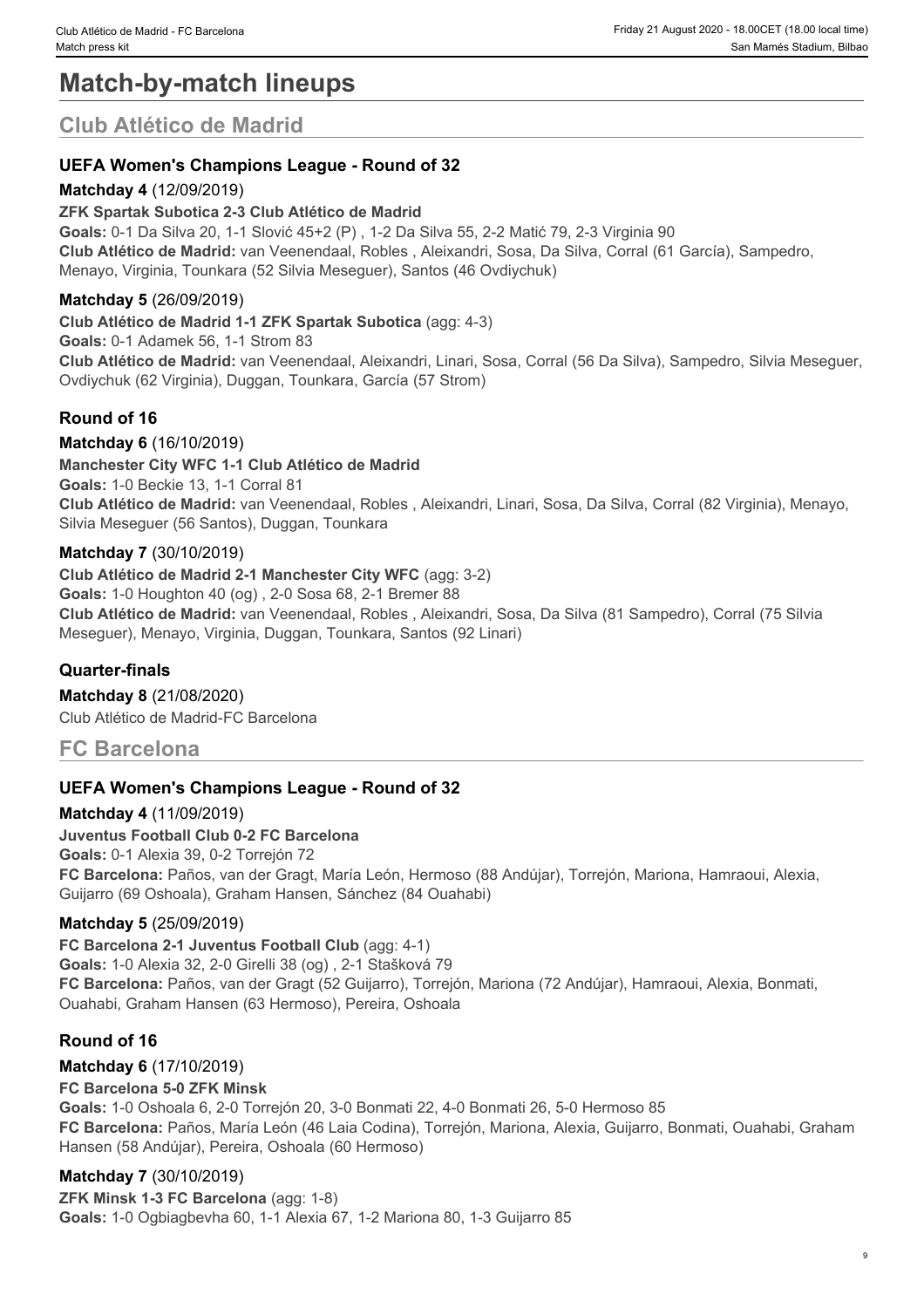# Match-by-match lineups

## Club Atlético de Madrid

### UEFA Women's Champions League - Round of 32

**Matchday 4** (12/09/2019)

**ZFK Spartak Subotica 2-3 Club Atlético de Madrid**

**Goals:** 0-1 Da Silva 20, 1-1 Slović 45+2 (P) , 1-2 Da Silva 55, 2-2 Matić 79, 2-3 Virginia 90

**Club Atlético de Madrid:** van Veenendaal, Robles , Aleixandri, Sosa, Da Silva, Corral (61 García), Sampedro, Menayo, Virginia, Tounkara (52 Silvia Meseguer), Santos (46 Ovdiychuk)

**Matchday 5** (26/09/2019)

**Club Atlético de Madrid 1-1 ZFK Spartak Subotica** (agg: 4-3)

**Goals:** 0-1 Adamek 56, 1-1 Strom 83

**Club Atlético de Madrid:** van Veenendaal, Aleixandri, Linari, Sosa, Corral (56 Da Silva), Sampedro, Silvia Meseguer, Ovdiychuk (62 Virginia), Duggan, Tounkara, García (57 Strom)

### Round of 16

**Matchday 6** (16/10/2019)

**Manchester City WFC 1-1 Club Atlético de Madrid**

**Goals:** 1-0 Beckie 13, 1-1 Corral 81

**Club Atlético de Madrid:** van Veenendaal, Robles , Aleixandri, Linari, Sosa, Da Silva, Corral (82 Virginia), Menayo, Silvia Meseguer (56 Santos), Duggan, Tounkara

**Matchday 7** (30/10/2019)

**Club Atlético de Madrid 2-1 Manchester City WFC** (agg: 3-2)

**Goals:** 1-0 Houghton 40 (og) , 2-0 Sosa 68, 2-1 Bremer 88

**Club Atlético de Madrid:** van Veenendaal, Robles , Aleixandri, Sosa, Da Silva (81 Sampedro), Corral (75 Silvia Meseguer), Menayo, Virginia, Duggan, Tounkara, Santos (92 Linari)

### Quarter-finals

**Matchday 8** (21/08/2020)

Club Atlético de Madrid-FC Barcelona

## FC Barcelona

### UEFA Women's Champions League - Round of 32

**Matchday 4** (11/09/2019)

**Juventus Football Club 0-2 FC Barcelona**

**Goals:** 0-1 Alexia 39, 0-2 Torrejón 72

**FC Barcelona:** Paños, van der Gragt, María León, Hermoso (88 Andújar), Torrejón, Mariona, Hamraoui, Alexia, Guijarro (69 Oshoala), Graham Hansen, Sánchez (84 Ouahabi)

**Matchday 5** (25/09/2019)

**FC Barcelona 2-1 Juventus Football Club** (agg: 4-1)

**Goals:** 1-0 Alexia 32, 2-0 Girelli 38 (og) , 2-1 Stašková 79

**FC Barcelona:** Paños, van der Gragt (52 Guijarro), Torrejón, Mariona (72 Andújar), Hamraoui, Alexia, Bonmati, Ouahabi, Graham Hansen (63 Hermoso), Pereira, Oshoala

### Round of 16

**Matchday 6** (17/10/2019)

**FC Barcelona 5-0 ZFK Minsk**

**Goals:** 1-0 Oshoala 6, 2-0 Torrejón 20, 3-0 Bonmati 22, 4-0 Bonmati 26, 5-0 Hermoso 85

**FC Barcelona:** Paños, María León (46 Laia Codina), Torrejón, Mariona, Alexia, Guijarro, Bonmati, Ouahabi, Graham Hansen (58 Andújar), Pereira, Oshoala (60 Hermoso)

**Matchday 7** (30/10/2019)

**ZFK Minsk 1-3 FC Barcelona** (agg: 1-8)

**Goals:** 1-0 Ogbiagbevha 60, 1-1 Alexia 67, 1-2 Mariona 80, 1-3 Guijarro 85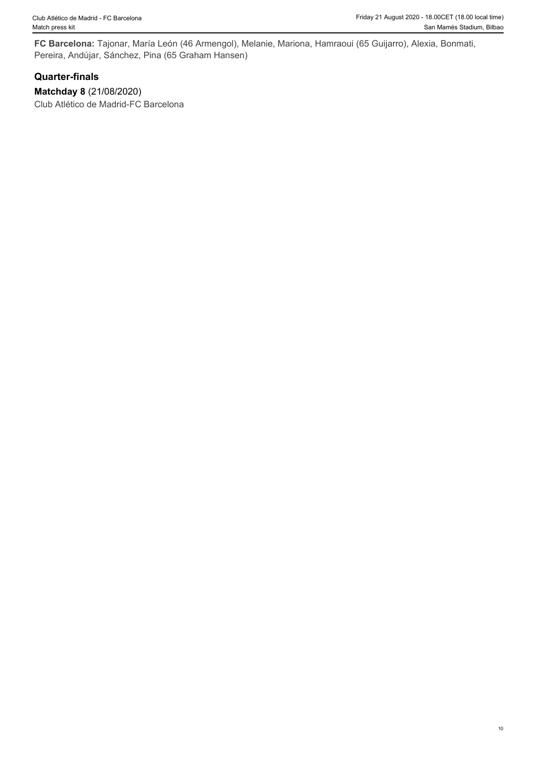**FC Barcelona:** Tajonar, María León (46 Armengol), Melanie, Mariona, Hamraoui (65 Guijarro), Alexia, Bonmati, Pereira, Andújar, Sánchez, Pina (65 Graham Hansen)

## Quarter-finals

**Matchday 8** (21/08/2020)

Club Atlético de Madrid-FC Barcelona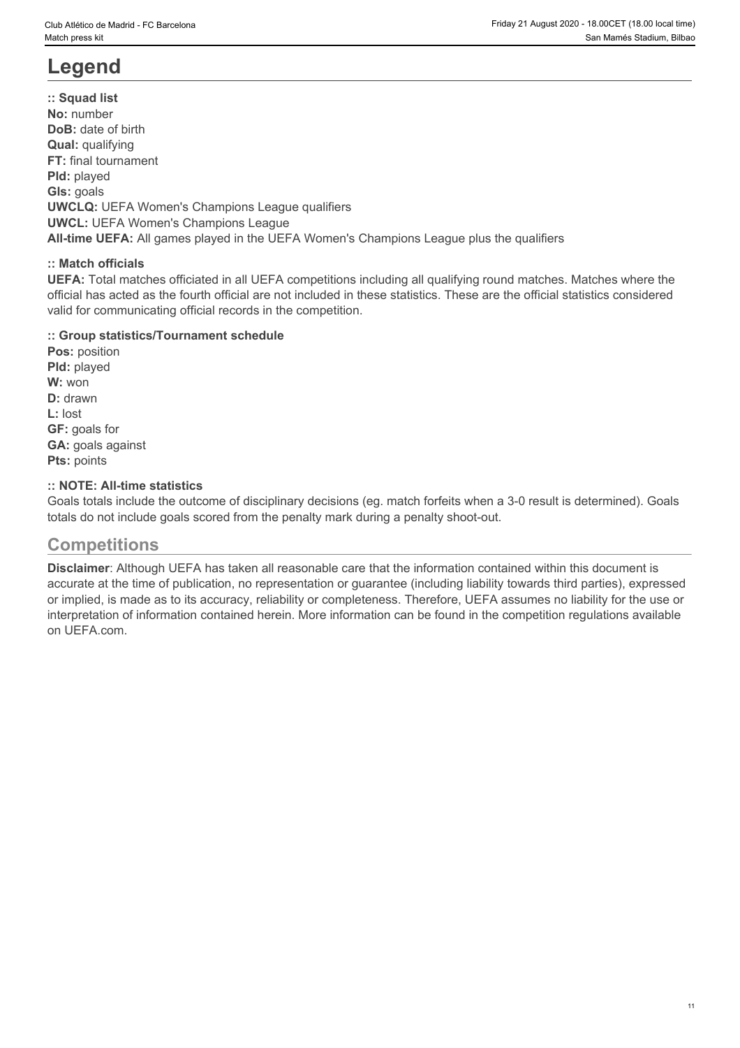# Legend

**:: Squad list**

**No:** number
**DoB:** date of birth
**Qual:** qualifying
**FT:** final tournament
**Pld:** played
**Gls:** goals
**UWCLQ:** UEFA Women's Champions League qualifiers
**UWCL:** UEFA Women's Champions League
**All-time UEFA:** All games played in the UEFA Women's Champions League plus the qualifiers

**:: Match officials**

**UEFA:** Total matches officiated in all UEFA competitions including all qualifying round matches. Matches where the official has acted as the fourth official are not included in these statistics. These are the official statistics considered valid for communicating official records in the competition.

**:: Group statistics/Tournament schedule**

**Pos:** position
**Pld:** played
**W:** won
**D:** drawn
**L:** lost
**GF:** goals for
**GA:** goals against
**Pts:** points

**:: NOTE: All-time statistics**

Goals totals include the outcome of disciplinary decisions (eg. match forfeits when a 3-0 result is determined). Goals totals do not include goals scored from the penalty mark during a penalty shoot-out.

## Competitions

**Disclaimer**: Although UEFA has taken all reasonable care that the information contained within this document is accurate at the time of publication, no representation or guarantee (including liability towards third parties), expressed or implied, is made as to its accuracy, reliability or completeness. Therefore, UEFA assumes no liability for the use or interpretation of information contained herein. More information can be found in the competition regulations available on UEFA.com.